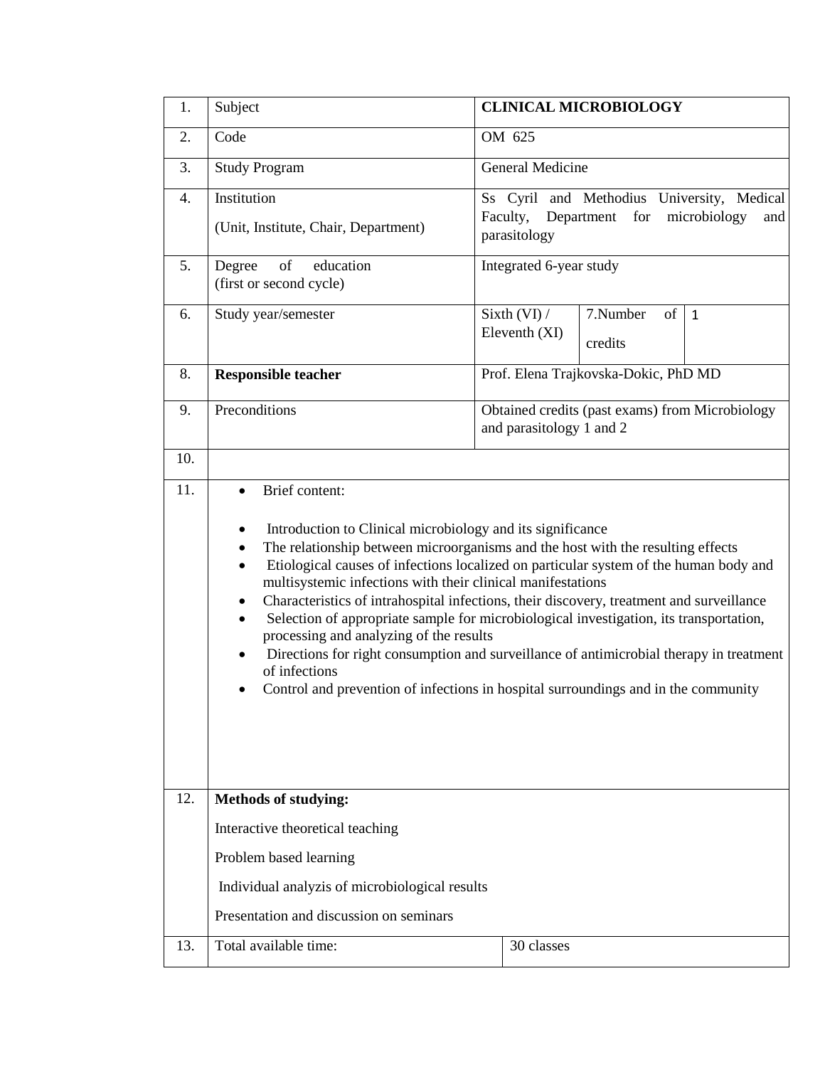| 1. | Subject | **CLINICAL MICROBIOLOGY** | | |
|---|---|---|---|---|
| 2. | Code | OM 625 | | |
| 3. | Study Program | General Medicine | | |
| 4. | Institution<br>(Unit, Institute, Chair, Department) | Ss Cyril and Methodius University, Medical Faculty, Department for microbiology and parasitology | | |
| 5. | Degree of education<br>(first or second cycle) | Integrated 6-year study | | |
| 6. | Study year/semester | Sixth (VI) / Eleventh (XI) | 7.Number of credits | 1 |
| 8. | **Responsible teacher** | Prof. Elena Trajkovska-Dokic, PhD MD | | |
| 9. | Preconditions | Obtained credits (past exams) from Microbiology and parasitology 1 and 2 | | |
| 10. | | | | |
| 11. | • Brief content:<br><br>• Introduction to Clinical microbiology and its significance<br>• The relationship between microorganisms and the host with the resulting effects<br>• Etiological causes of infections localized on particular system of the human body and multisystemic infections with their clinical manifestations<br>• Characteristics of intrahospital infections, their discovery, treatment and surveillance<br>• Selection of appropriate sample for microbiological investigation, its transportation, processing and analyzing of the results<br>• Directions for right consumption and surveillance of antimicrobial therapy in treatment of infections<br>• Control and prevention of infections in hospital surroundings and in the community | | | |
| 12. | **Methods of studying:**<br><br>Interactive theoretical teaching<br><br>Problem based learning<br><br>Individual analyzis of microbiological results<br><br>Presentation and discussion on seminars | | | |
| 13. | Total available time: | 30 classes | | |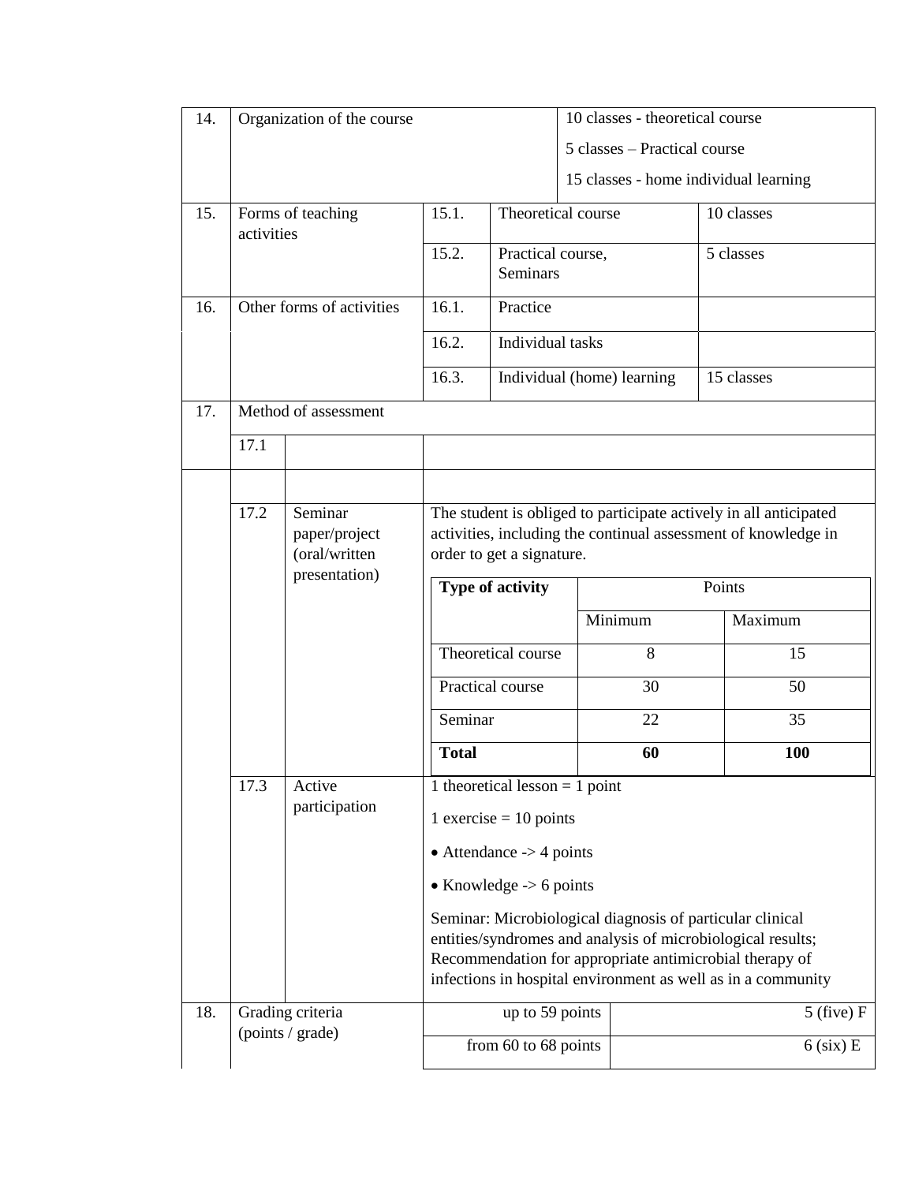| | | | | |
|---|---|---|---|---|
| 14. | Organization of the course | | | 10 classes - theoretical course<br>5 classes – Practical course<br>15 classes - home individual learning |
| 15. | Forms of teaching activities | 15.1. | Theoretical course | 10 classes |
| | | 15.2. | Practical course, Seminars | 5 classes |
| 16. | Other forms of activities | 16.1. | Practice | |
| | | 16.2. | Individual tasks | |
| | | 16.3. | Individual (home) learning | 15 classes |
| 17. | Method of assessment | | | |
| | 17.1 | | | |
| | | | | |
| | 17.2 | Seminar paper/project (oral/written presentation) | The student is obliged to participate actively in all anticipated activities, including the continual assessment of knowledge in order to get a signature. | |
| | 17.3 | Active participation | 1 theoretical lesson = 1 point<br>1 exercise = 10 points<br>• Attendance -> 4 points<br>• Knowledge -> 6 points<br>Seminar: Microbiological diagnosis of particular clinical entities/syndromes and analysis of microbiological results; Recommendation for appropriate antimicrobial therapy of infections in hospital environment as well as in a community | |
| 18. | Grading criteria (points / grade) | up to 59 points | | 5 (five) F |
| | | from 60 to 68 points | | 6 (six) E |

| Type of activity | Points | |
|---|---|---|
| | Minimum | Maximum |
| Theoretical course | 8 | 15 |
| Practical course | 30 | 50 |
| Seminar | 22 | 35 |
| **Total** | **60** | **100** |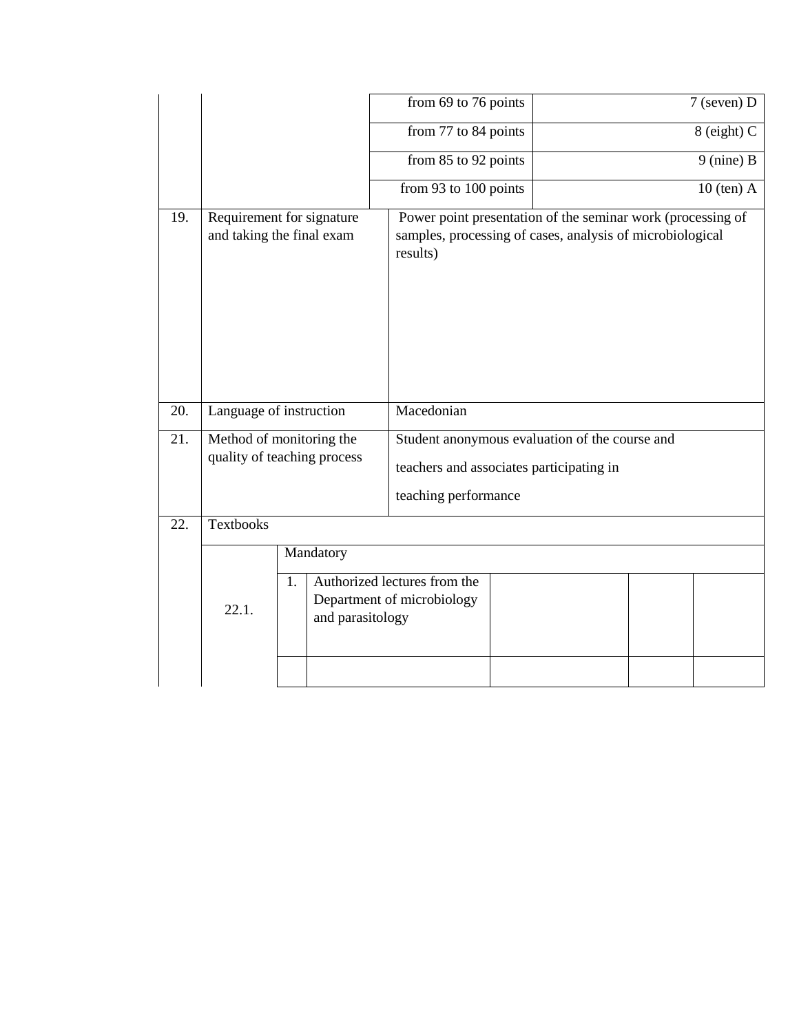| | | | |
|---|---|---|---|
| | | from 69 to 76 points | 7 (seven) D |
| | | from 77 to 84 points | 8 (eight) C |
| | | from 85 to 92 points | 9 (nine) B |
| | | from 93 to 100 points | 10 (ten) A |
| 19. | Requirement for signature and taking the final exam | Power point presentation of the seminar work (processing of samples, processing of cases, analysis of microbiological results) | |
| 20. | Language of instruction | Macedonian | |
| 21. | Method of monitoring the quality of teaching process | Student anonymous evaluation of the course and teachers and associates participating in teaching performance | |
| 22. | Textbooks | | |

| | | | | | | |
|---|---|---|---|---|---|---|
| 22.1. | Mandatory | | | | | |
| | 1. | Authorized lectures from the Department of microbiology and parasitology | | | | |
| | | | | | | |